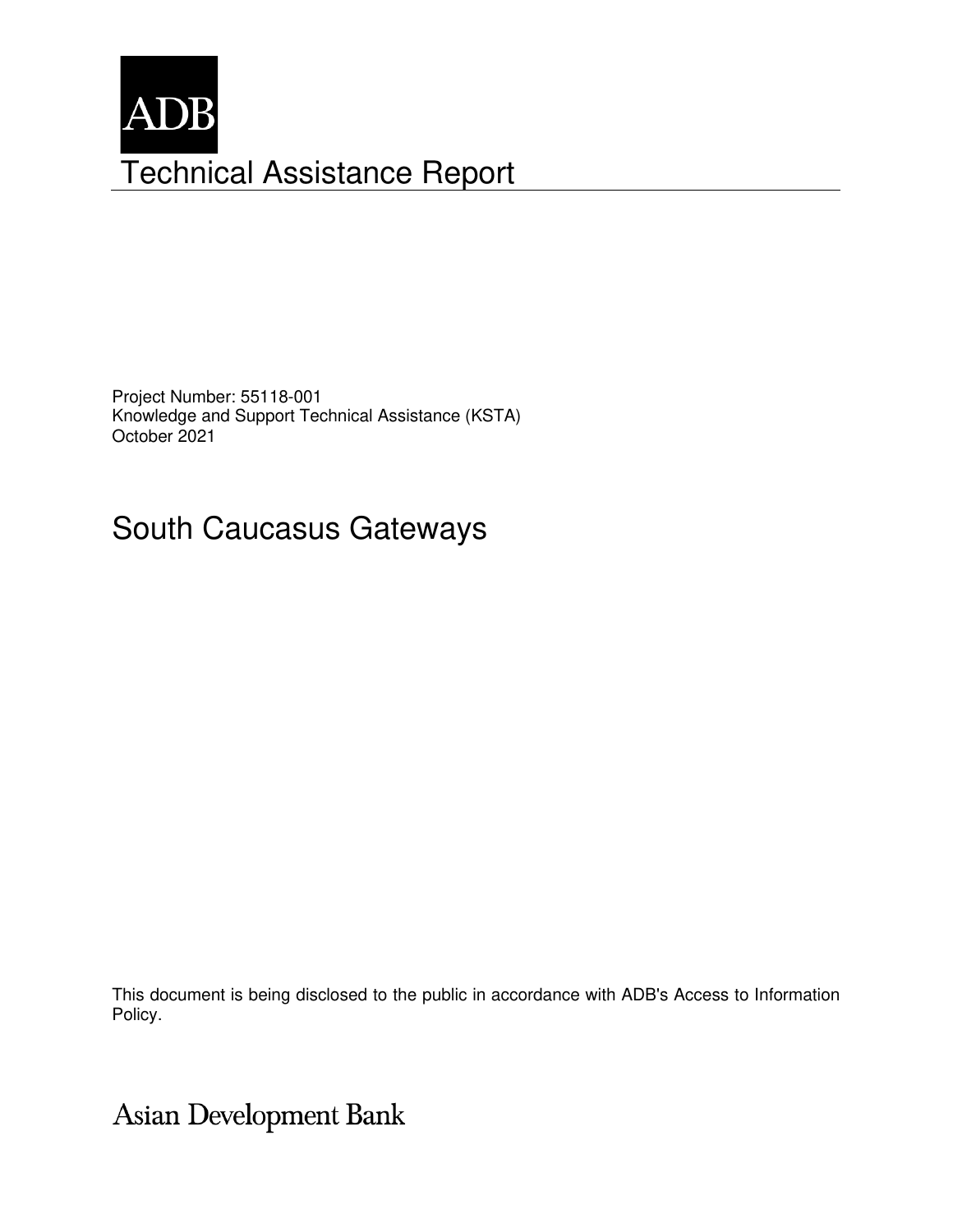ADB

# Technical Assistance Report

Project Number: 55118-001
Knowledge and Support Technical Assistance (KSTA)
October 2021

## South Caucasus Gateways

This document is being disclosed to the public in accordance with ADB's Access to Information Policy.

Asian Development Bank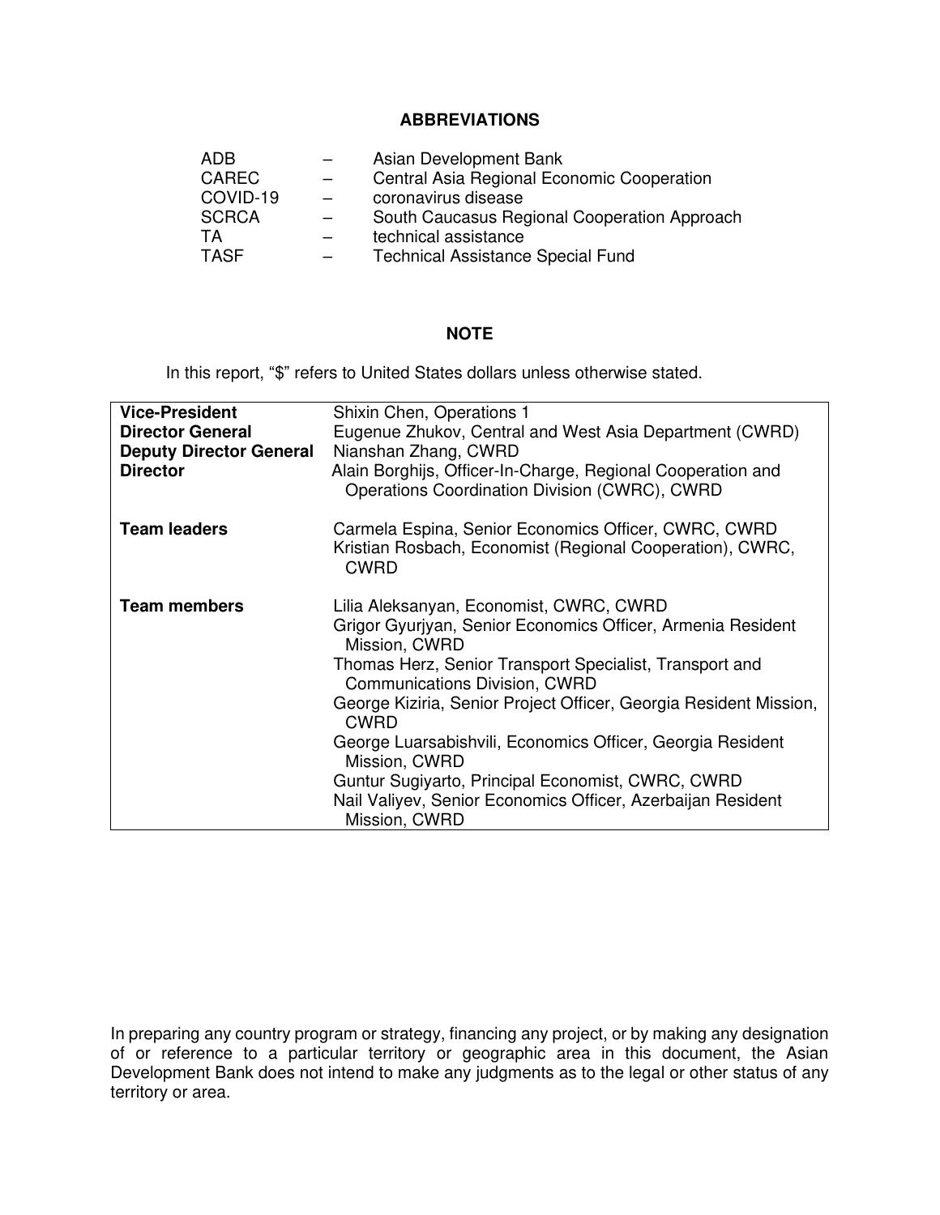## ABBREVIATIONS

| | | |
|---|---|---|
| ADB | – | Asian Development Bank |
| CAREC | – | Central Asia Regional Economic Cooperation |
| COVID-19 | – | coronavirus disease |
| SCRCA | – | South Caucasus Regional Cooperation Approach |
| TA | – | technical assistance |
| TASF | – | Technical Assistance Special Fund |

## NOTE

In this report, "$" refers to United States dollars unless otherwise stated.

| | |
|---|---|
| **Vice-President** | Shixin Chen, Operations 1 |
| **Director General** | Eugenue Zhukov, Central and West Asia Department (CWRD) |
| **Deputy Director General** | Nianshan Zhang, CWRD |
| **Director** | Alain Borghijs, Officer-In-Charge, Regional Cooperation and Operations Coordination Division (CWRC), CWRD |
| **Team leaders** | Carmela Espina, Senior Economics Officer, CWRC, CWRD<br>Kristian Rosbach, Economist (Regional Cooperation), CWRC, CWRD |
| **Team members** | Lilia Aleksanyan, Economist, CWRC, CWRD<br>Grigor Gyurjyan, Senior Economics Officer, Armenia Resident Mission, CWRD<br>Thomas Herz, Senior Transport Specialist, Transport and Communications Division, CWRD<br>George Kiziria, Senior Project Officer, Georgia Resident Mission, CWRD<br>George Luarsabishvili, Economics Officer, Georgia Resident Mission, CWRD<br>Guntur Sugiyarto, Principal Economist, CWRC, CWRD<br>Nail Valiyev, Senior Economics Officer, Azerbaijan Resident Mission, CWRD |

In preparing any country program or strategy, financing any project, or by making any designation of or reference to a particular territory or geographic area in this document, the Asian Development Bank does not intend to make any judgments as to the legal or other status of any territory or area.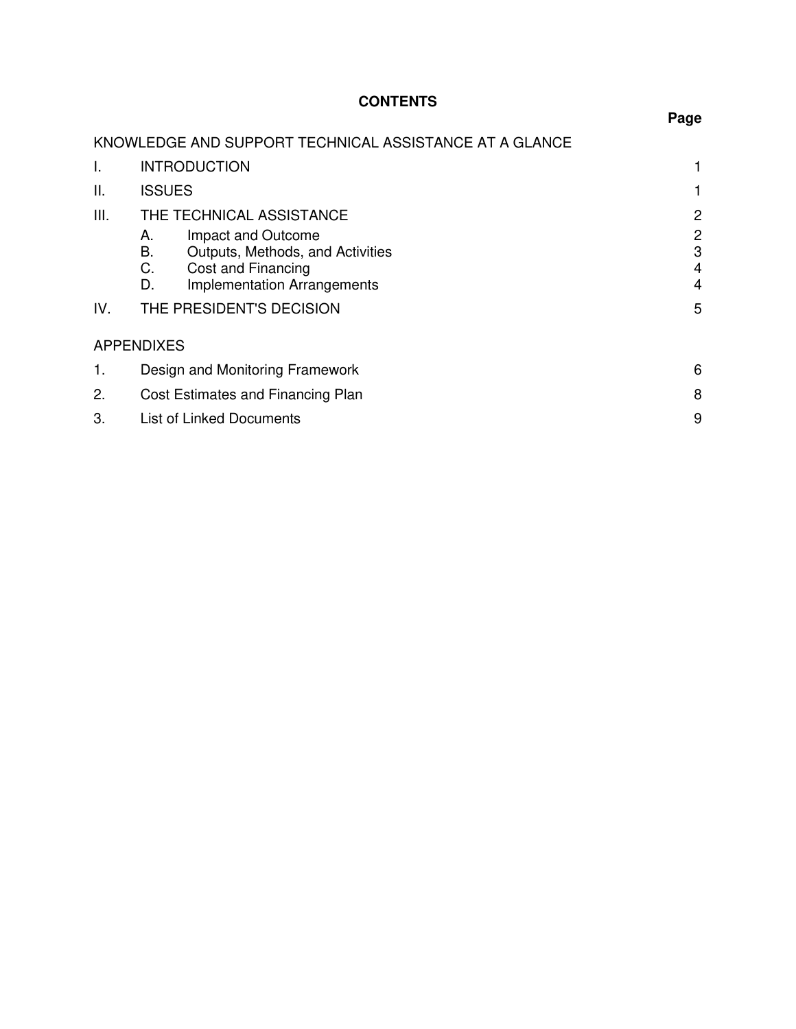# CONTENTS

| | | Page |
|---|---|---|
| KNOWLEDGE AND SUPPORT TECHNICAL ASSISTANCE AT A GLANCE | | |
| I. | INTRODUCTION | 1 |
| II. | ISSUES | 1 |
| III. | THE TECHNICAL ASSISTANCE | 2 |
| | A. Impact and Outcome | 2 |
| | B. Outputs, Methods, and Activities | 3 |
| | C. Cost and Financing | 4 |
| | D. Implementation Arrangements | 4 |
| IV. | THE PRESIDENT'S DECISION | 5 |
| APPENDIXES | | |
| 1. | Design and Monitoring Framework | 6 |
| 2. | Cost Estimates and Financing Plan | 8 |
| 3. | List of Linked Documents | 9 |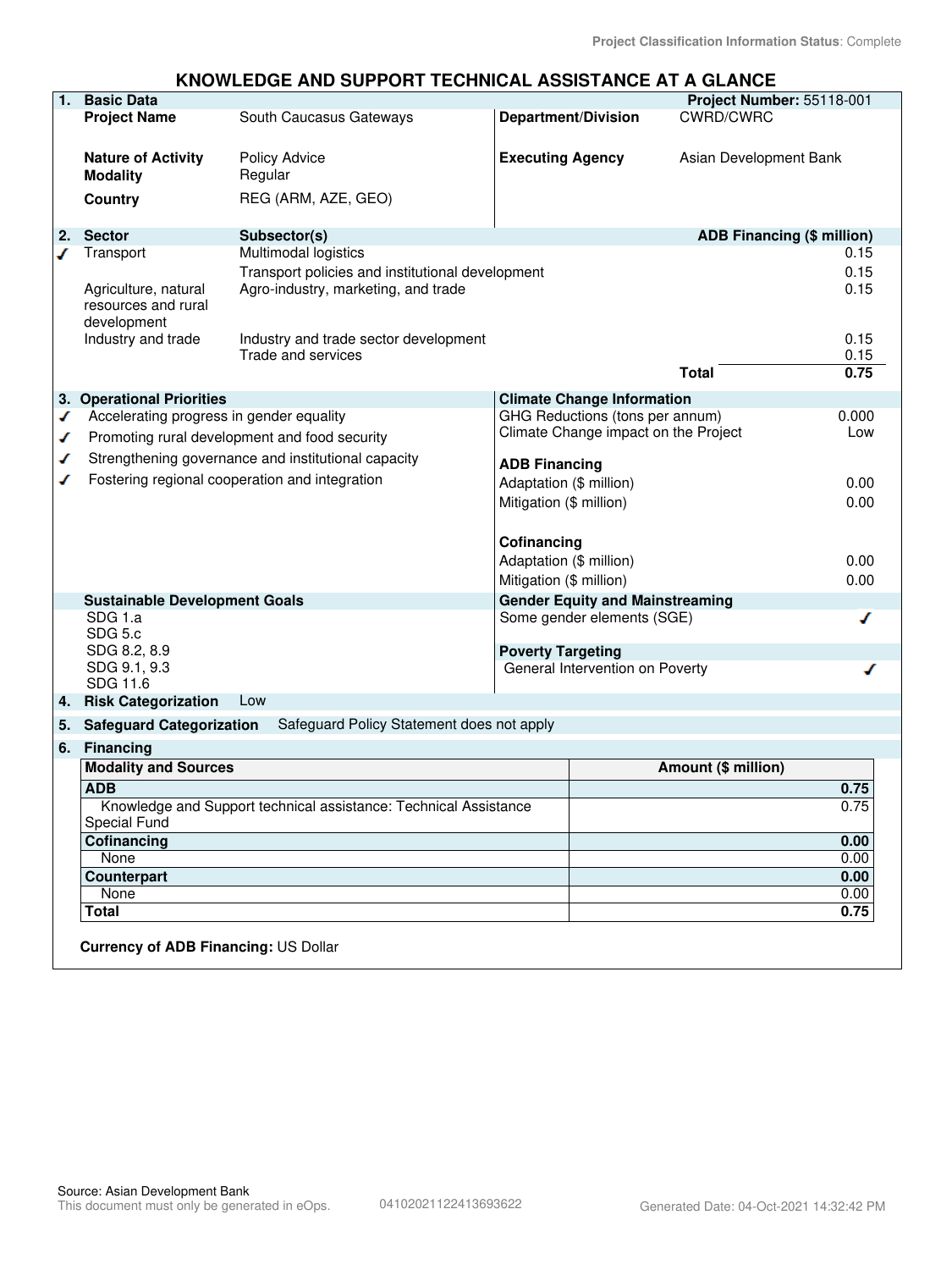Project Classification Information Status: Complete

# KNOWLEDGE AND SUPPORT TECHNICAL ASSISTANCE AT A GLANCE

## 1. Basic Data

**Project Number:** 55118-001

| | | | |
|---|---|---|---|
| **Project Name** | South Caucasus Gateways | **Department/Division** | CWRD/CWRC |
| **Nature of Activity** | Policy Advice | **Executing Agency** | Asian Development Bank |
| **Modality** | Regular | | |
| **Country** | REG (ARM, AZE, GEO) | | |

## 2. Sector

| | Sector | Subsector(s) | ADB Financing ($ million) |
|---|---|---|---|
| ✓ | Transport | Multimodal logistics | 0.15 |
| | | Transport policies and institutional development | 0.15 |
| | Agriculture, natural resources and rural development | Agro-industry, marketing, and trade | 0.15 |
| | Industry and trade | Industry and trade sector development | 0.15 |
| | | Trade and services | 0.15 |
| | | **Total** | **0.75** |

## 3. Operational Priorities

- ✓ Accelerating progress in gender equality
- ✓ Promoting rural development and food security
- ✓ Strengthening governance and institutional capacity
- ✓ Fostering regional cooperation and integration

**Climate Change Information**

| | |
|---|---|
| GHG Reductions (tons per annum) | 0.000 |
| Climate Change impact on the Project | Low |

**ADB Financing**

| | |
|---|---|
| Adaptation ($ million) | 0.00 |
| Mitigation ($ million) | 0.00 |

**Cofinancing**

| | |
|---|---|
| Adaptation ($ million) | 0.00 |
| Mitigation ($ million) | 0.00 |

**Sustainable Development Goals**

SDG 1.a
SDG 5.c
SDG 8.2, 8.9
SDG 9.1, 9.3
SDG 11.6

**Gender Equity and Mainstreaming**

Some gender elements (SGE) ✓

**Poverty Targeting**

General Intervention on Poverty ✓

## 4. Risk Categorization

Low

## 5. Safeguard Categorization

Safeguard Policy Statement does not apply

## 6. Financing

| Modality and Sources | Amount ($ million) |
|---|---|
| **ADB** | **0.75** |
| Knowledge and Support technical assistance: Technical Assistance Special Fund | 0.75 |
| **Cofinancing** | **0.00** |
| None | 0.00 |
| **Counterpart** | **0.00** |
| None | 0.00 |
| **Total** | **0.75** |

**Currency of ADB Financing:** US Dollar

Source: Asian Development Bank
This document must only be generated in eOps. 04102021122413693622 Generated Date: 04-Oct-2021 14:32:42 PM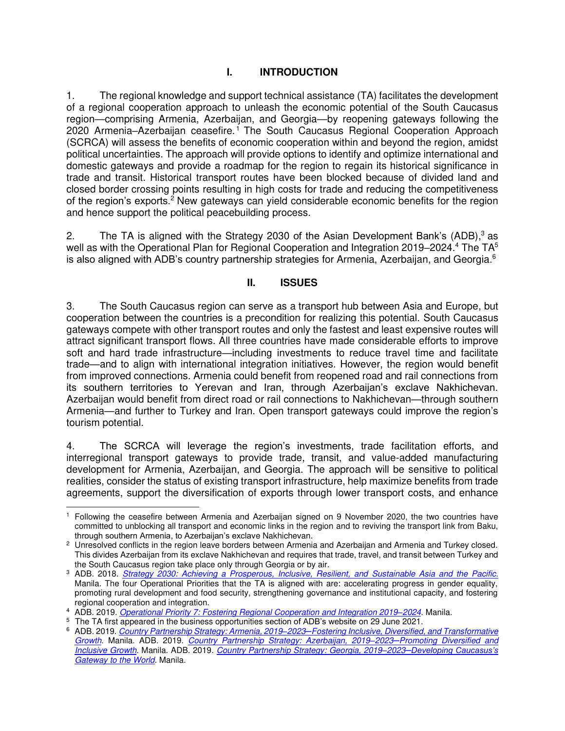# I. INTRODUCTION

1. The regional knowledge and support technical assistance (TA) facilitates the development of a regional cooperation approach to unleash the economic potential of the South Caucasus region—comprising Armenia, Azerbaijan, and Georgia—by reopening gateways following the 2020 Armenia–Azerbaijan ceasefire.[1] The South Caucasus Regional Cooperation Approach (SCRCA) will assess the benefits of economic cooperation within and beyond the region, amidst political uncertainties. The approach will provide options to identify and optimize international and domestic gateways and provide a roadmap for the region to regain its historical significance in trade and transit. Historical transport routes have been blocked because of divided land and closed border crossing points resulting in high costs for trade and reducing the competitiveness of the region's exports.[2] New gateways can yield considerable economic benefits for the region and hence support the political peacebuilding process.

2. The TA is aligned with the Strategy 2030 of the Asian Development Bank's (ADB),[3] as well as with the Operational Plan for Regional Cooperation and Integration 2019–2024.[4] The TA[5] is also aligned with ADB's country partnership strategies for Armenia, Azerbaijan, and Georgia.[6]

# II. ISSUES

3. The South Caucasus region can serve as a transport hub between Asia and Europe, but cooperation between the countries is a precondition for realizing this potential. South Caucasus gateways compete with other transport routes and only the fastest and least expensive routes will attract significant transport flows. All three countries have made considerable efforts to improve soft and hard trade infrastructure—including investments to reduce travel time and facilitate trade—and to align with international integration initiatives. However, the region would benefit from improved connections. Armenia could benefit from reopened road and rail connections from its southern territories to Yerevan and Iran, through Azerbaijan's exclave Nakhichevan. Azerbaijan would benefit from direct road or rail connections to Nakhichevan—through southern Armenia—and further to Turkey and Iran. Open transport gateways could improve the region's tourism potential.

4. The SCRCA will leverage the region's investments, trade facilitation efforts, and interregional transport gateways to provide trade, transit, and value-added manufacturing development for Armenia, Azerbaijan, and Georgia. The approach will be sensitive to political realities, consider the status of existing transport infrastructure, help maximize benefits from trade agreements, support the diversification of exports through lower transport costs, and enhance

---

[1] Following the ceasefire between Armenia and Azerbaijan signed on 9 November 2020, the two countries have committed to unblocking all transport and economic links in the region and to reviving the transport link from Baku, through southern Armenia, to Azerbaijan's exclave Nakhichevan.

[2] Unresolved conflicts in the region leave borders between Armenia and Azerbaijan and Armenia and Turkey closed. This divides Azerbaijan from its exclave Nakhichevan and requires that trade, travel, and transit between Turkey and the South Caucasus region take place only through Georgia or by air.

[3] ADB. 2018. *Strategy 2030: Achieving a Prosperous, Inclusive, Resilient, and Sustainable Asia and the Pacific.* Manila. The four Operational Priorities that the TA is aligned with are: accelerating progress in gender equality, promoting rural development and food security, strengthening governance and institutional capacity, and fostering regional cooperation and integration.

[4] ADB. 2019. *Operational Priority 7: Fostering Regional Cooperation and Integration 2019–2024*. Manila.

[5] The TA first appeared in the business opportunities section of ADB's website on 29 June 2021.

[6] ADB. 2019. *Country Partnership Strategy: Armenia, 2019–2023—Fostering Inclusive, Diversified, and Transformative Growth*. Manila. ADB. 2019. *Country Partnership Strategy: Azerbaijan, 2019–2023—Promoting Diversified and Inclusive Growth*. Manila. ADB. 2019. *Country Partnership Strategy: Georgia, 2019–2023—Developing Caucasus's Gateway to the World*. Manila.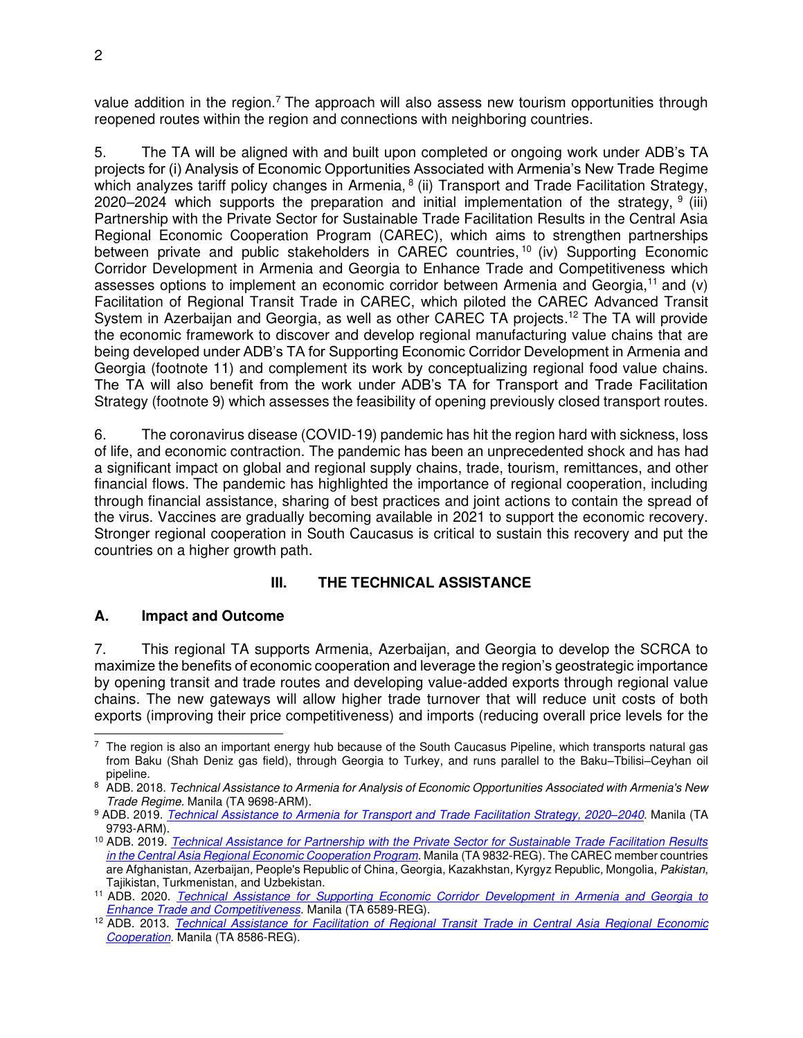value addition in the region.[7] The approach will also assess new tourism opportunities through reopened routes within the region and connections with neighboring countries.

5. The TA will be aligned with and built upon completed or ongoing work under ADB's TA projects for (i) Analysis of Economic Opportunities Associated with Armenia's New Trade Regime which analyzes tariff policy changes in Armenia,[8] (ii) Transport and Trade Facilitation Strategy, 2020–2024 which supports the preparation and initial implementation of the strategy,[9] (iii) Partnership with the Private Sector for Sustainable Trade Facilitation Results in the Central Asia Regional Economic Cooperation Program (CAREC), which aims to strengthen partnerships between private and public stakeholders in CAREC countries,[10] (iv) Supporting Economic Corridor Development in Armenia and Georgia to Enhance Trade and Competitiveness which assesses options to implement an economic corridor between Armenia and Georgia,[11] and (v) Facilitation of Regional Transit Trade in CAREC, which piloted the CAREC Advanced Transit System in Azerbaijan and Georgia, as well as other CAREC TA projects.[12] The TA will provide the economic framework to discover and develop regional manufacturing value chains that are being developed under ADB's TA for Supporting Economic Corridor Development in Armenia and Georgia (footnote 11) and complement its work by conceptualizing regional food value chains. The TA will also benefit from the work under ADB's TA for Transport and Trade Facilitation Strategy (footnote 9) which assesses the feasibility of opening previously closed transport routes.

6. The coronavirus disease (COVID-19) pandemic has hit the region hard with sickness, loss of life, and economic contraction. The pandemic has been an unprecedented shock and has had a significant impact on global and regional supply chains, trade, tourism, remittances, and other financial flows. The pandemic has highlighted the importance of regional cooperation, including through financial assistance, sharing of best practices and joint actions to contain the spread of the virus. Vaccines are gradually becoming available in 2021 to support the economic recovery. Stronger regional cooperation in South Caucasus is critical to sustain this recovery and put the countries on a higher growth path.

## III. THE TECHNICAL ASSISTANCE

### A. Impact and Outcome

7. This regional TA supports Armenia, Azerbaijan, and Georgia to develop the SCRCA to maximize the benefits of economic cooperation and leverage the region's geostrategic importance by opening transit and trade routes and developing value-added exports through regional value chains. The new gateways will allow higher trade turnover that will reduce unit costs of both exports (improving their price competitiveness) and imports (reducing overall price levels for the

---

[7] The region is also an important energy hub because of the South Caucasus Pipeline, which transports natural gas from Baku (Shah Deniz gas field), through Georgia to Turkey, and runs parallel to the Baku–Tbilisi–Ceyhan oil pipeline.

[8] ADB. 2018. *Technical Assistance to Armenia for Analysis of Economic Opportunities Associated with Armenia's New Trade Regime.* Manila (TA 9698-ARM).

[9] ADB. 2019. *Technical Assistance to Armenia for Transport and Trade Facilitation Strategy, 2020–2040*. Manila (TA 9793-ARM).

[10] ADB. 2019. *Technical Assistance for Partnership with the Private Sector for Sustainable Trade Facilitation Results in the Central Asia Regional Economic Cooperation Program*. Manila (TA 9832-REG). The CAREC member countries are Afghanistan, Azerbaijan, People's Republic of China, Georgia, Kazakhstan, Kyrgyz Republic, Mongolia, *Pakistan*, Tajikistan, Turkmenistan, and Uzbekistan.

[11] ADB. 2020. *Technical Assistance for Supporting Economic Corridor Development in Armenia and Georgia to Enhance Trade and Competitiveness*. Manila (TA 6589-REG).

[12] ADB. 2013. *Technical Assistance for Facilitation of Regional Transit Trade in Central Asia Regional Economic Cooperation*. Manila (TA 8586-REG).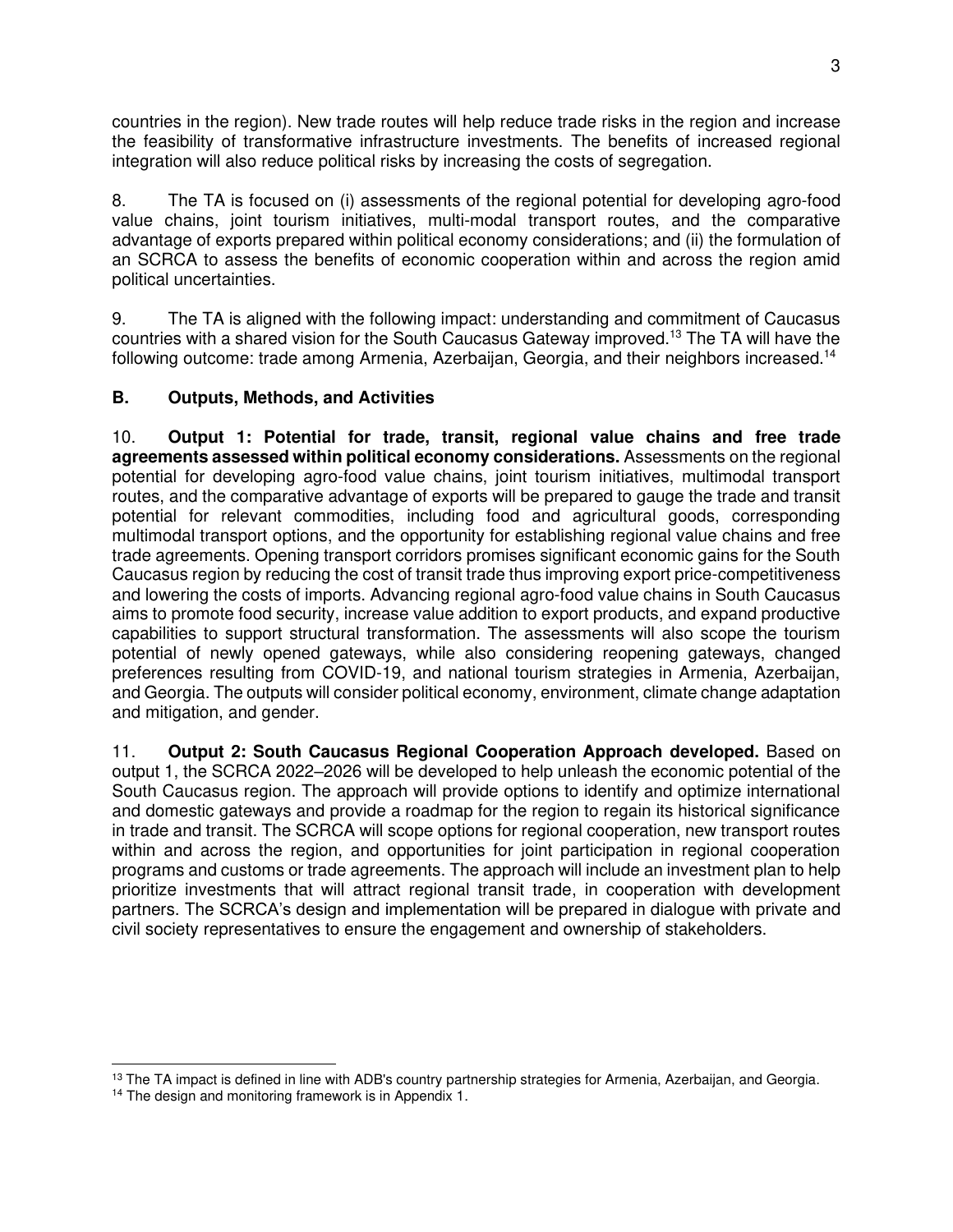countries in the region). New trade routes will help reduce trade risks in the region and increase the feasibility of transformative infrastructure investments. The benefits of increased regional integration will also reduce political risks by increasing the costs of segregation.

8. The TA is focused on (i) assessments of the regional potential for developing agro-food value chains, joint tourism initiatives, multi-modal transport routes, and the comparative advantage of exports prepared within political economy considerations; and (ii) the formulation of an SCRCA to assess the benefits of economic cooperation within and across the region amid political uncertainties.

9. The TA is aligned with the following impact: understanding and commitment of Caucasus countries with a shared vision for the South Caucasus Gateway improved.[13] The TA will have the following outcome: trade among Armenia, Azerbaijan, Georgia, and their neighbors increased.[14]

### B. Outputs, Methods, and Activities

10. **Output 1: Potential for trade, transit, regional value chains and free trade agreements assessed within political economy considerations.** Assessments on the regional potential for developing agro-food value chains, joint tourism initiatives, multimodal transport routes, and the comparative advantage of exports will be prepared to gauge the trade and transit potential for relevant commodities, including food and agricultural goods, corresponding multimodal transport options, and the opportunity for establishing regional value chains and free trade agreements. Opening transport corridors promises significant economic gains for the South Caucasus region by reducing the cost of transit trade thus improving export price-competitiveness and lowering the costs of imports. Advancing regional agro-food value chains in South Caucasus aims to promote food security, increase value addition to export products, and expand productive capabilities to support structural transformation. The assessments will also scope the tourism potential of newly opened gateways, while also considering reopening gateways, changed preferences resulting from COVID-19, and national tourism strategies in Armenia, Azerbaijan, and Georgia. The outputs will consider political economy, environment, climate change adaptation and mitigation, and gender.

11. **Output 2: South Caucasus Regional Cooperation Approach developed.** Based on output 1, the SCRCA 2022–2026 will be developed to help unleash the economic potential of the South Caucasus region. The approach will provide options to identify and optimize international and domestic gateways and provide a roadmap for the region to regain its historical significance in trade and transit. The SCRCA will scope options for regional cooperation, new transport routes within and across the region, and opportunities for joint participation in regional cooperation programs and customs or trade agreements. The approach will include an investment plan to help prioritize investments that will attract regional transit trade, in cooperation with development partners. The SCRCA's design and implementation will be prepared in dialogue with private and civil society representatives to ensure the engagement and ownership of stakeholders.

---

[13] The TA impact is defined in line with ADB's country partnership strategies for Armenia, Azerbaijan, and Georgia.

[14] The design and monitoring framework is in Appendix 1.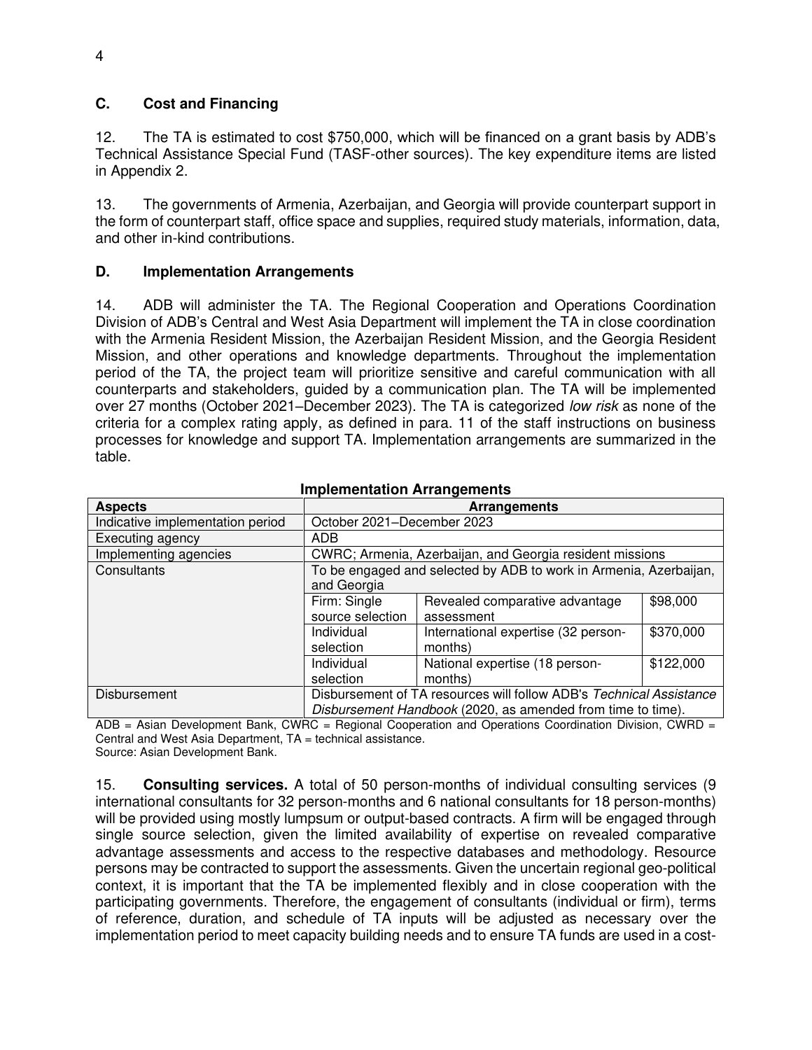### C. Cost and Financing

12. The TA is estimated to cost $750,000, which will be financed on a grant basis by ADB's Technical Assistance Special Fund (TASF-other sources). The key expenditure items are listed in Appendix 2.

13. The governments of Armenia, Azerbaijan, and Georgia will provide counterpart support in the form of counterpart staff, office space and supplies, required study materials, information, data, and other in-kind contributions.

### D. Implementation Arrangements

14. ADB will administer the TA. The Regional Cooperation and Operations Coordination Division of ADB's Central and West Asia Department will implement the TA in close coordination with the Armenia Resident Mission, the Azerbaijan Resident Mission, and the Georgia Resident Mission, and other operations and knowledge departments. Throughout the implementation period of the TA, the project team will prioritize sensitive and careful communication with all counterparts and stakeholders, guided by a communication plan. The TA will be implemented over 27 months (October 2021–December 2023). The TA is categorized *low risk* as none of the criteria for a complex rating apply, as defined in para. 11 of the staff instructions on business processes for knowledge and support TA. Implementation arrangements are summarized in the table.

**Implementation Arrangements**

| Aspects | Arrangements | | |
|---|---|---|---|
| Indicative implementation period | October 2021–December 2023 | | |
| Executing agency | ADB | | |
| Implementing agencies | CWRC; Armenia, Azerbaijan, and Georgia resident missions | | |
| Consultants | To be engaged and selected by ADB to work in Armenia, Azerbaijan, and Georgia | | |
| | Firm: Single source selection | Revealed comparative advantage assessment | $98,000 |
| | Individual selection | International expertise (32 person-months) | $370,000 |
| | Individual selection | National expertise (18 person-months) | $122,000 |
| Disbursement | Disbursement of TA resources will follow ADB's *Technical Assistance Disbursement Handbook* (2020, as amended from time to time). | | |

ADB = Asian Development Bank, CWRC = Regional Cooperation and Operations Coordination Division, CWRD = Central and West Asia Department, TA = technical assistance.
Source: Asian Development Bank.

15. **Consulting services.** A total of 50 person-months of individual consulting services (9 international consultants for 32 person-months and 6 national consultants for 18 person-months) will be provided using mostly lumpsum or output-based contracts. A firm will be engaged through single source selection, given the limited availability of expertise on revealed comparative advantage assessments and access to the respective databases and methodology. Resource persons may be contracted to support the assessments. Given the uncertain regional geo-political context, it is important that the TA be implemented flexibly and in close cooperation with the participating governments. Therefore, the engagement of consultants (individual or firm), terms of reference, duration, and schedule of TA inputs will be adjusted as necessary over the implementation period to meet capacity building needs and to ensure TA funds are used in a cost-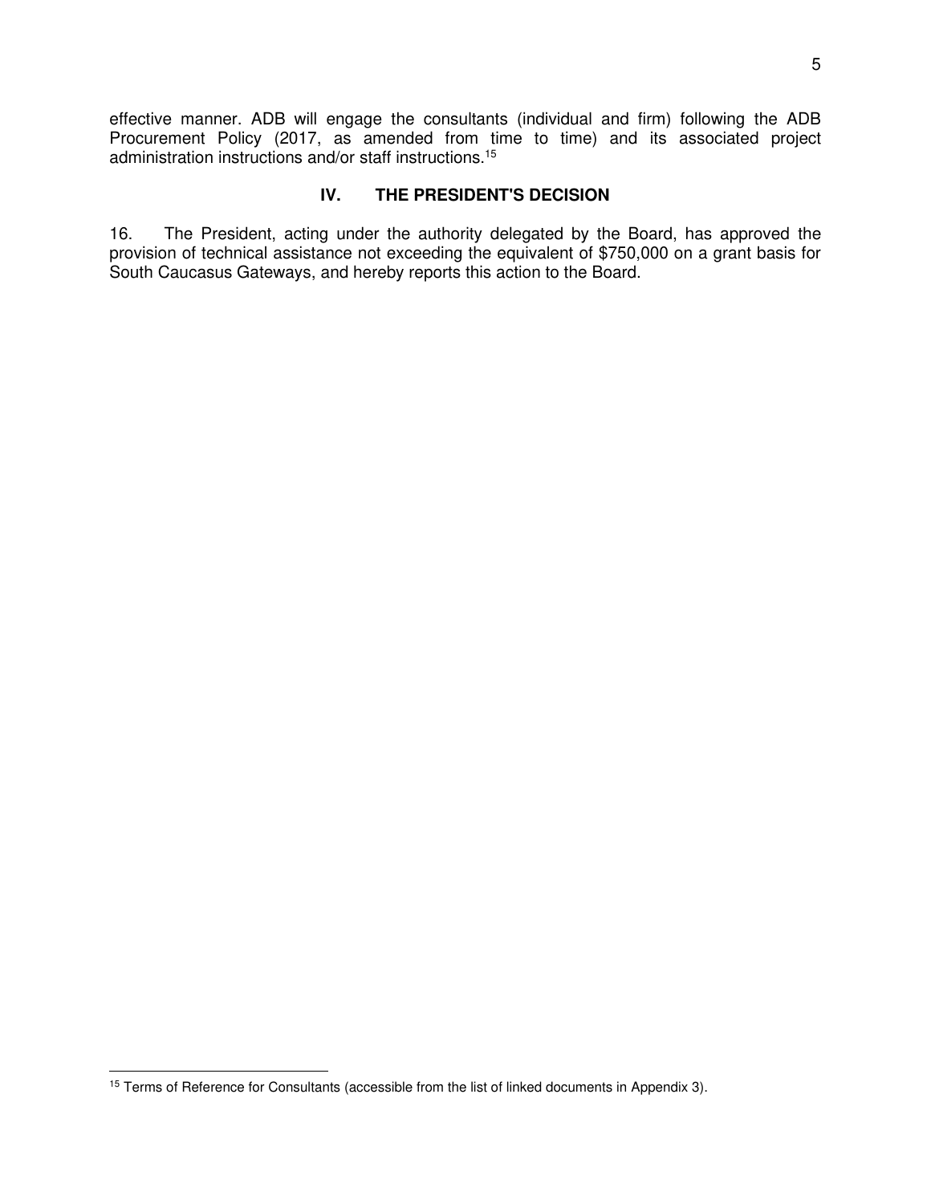effective manner. ADB will engage the consultants (individual and firm) following the ADB Procurement Policy (2017, as amended from time to time) and its associated project administration instructions and/or staff instructions.[15]

## IV. THE PRESIDENT'S DECISION

16. The President, acting under the authority delegated by the Board, has approved the provision of technical assistance not exceeding the equivalent of $750,000 on a grant basis for South Caucasus Gateways, and hereby reports this action to the Board.

[15] Terms of Reference for Consultants (accessible from the list of linked documents in Appendix 3).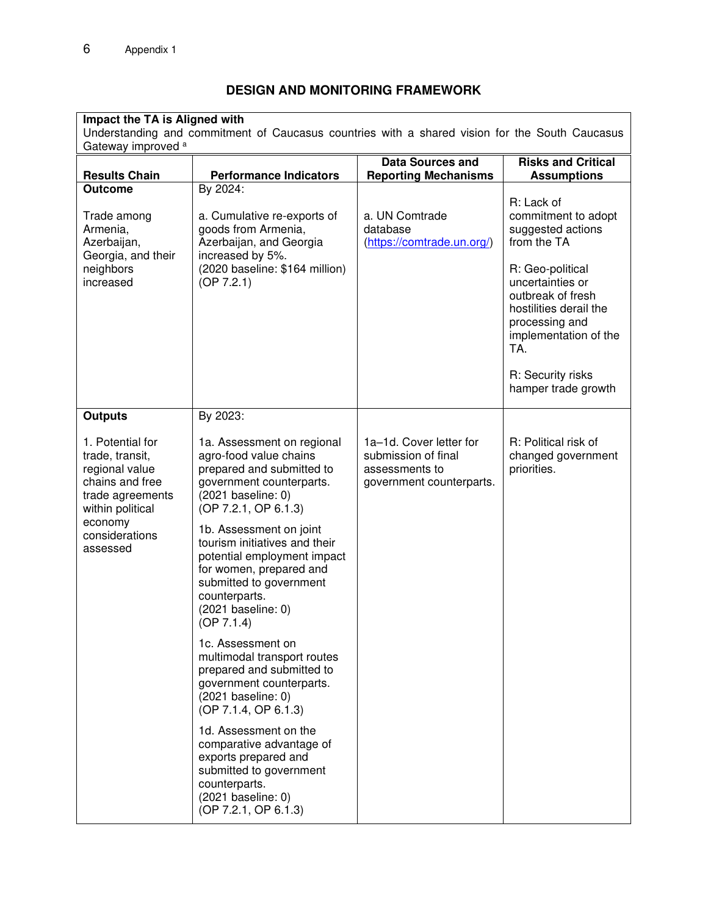## DESIGN AND MONITORING FRAMEWORK

| **Impact the TA is Aligned with** | | | |
|---|---|---|---|
| Understanding and commitment of Caucasus countries with a shared vision for the South Caucasus Gateway improved [a] | | | |
| **Results Chain** | **Performance Indicators** | **Data Sources and Reporting Mechanisms** | **Risks and Critical Assumptions** |
| **Outcome**<br><br>Trade among Armenia, Azerbaijan, Georgia, and their neighbors increased | By 2024:<br><br>a. Cumulative re-exports of goods from Armenia, Azerbaijan, and Georgia increased by 5%.<br>(2020 baseline: $164 million)<br>(OP 7.2.1) | a. UN Comtrade database (https://comtrade.un.org/) | R: Lack of commitment to adopt suggested actions from the TA<br><br>R: Geo-political uncertainties or outbreak of fresh hostilities derail the processing and implementation of the TA.<br><br>R: Security risks hamper trade growth |
| **Outputs**<br><br>1. Potential for trade, transit, regional value chains and free trade agreements within political economy considerations assessed | By 2023:<br><br>1a. Assessment on regional agro-food value chains prepared and submitted to government counterparts.<br>(2021 baseline: 0)<br>(OP 7.2.1, OP 6.1.3)<br><br>1b. Assessment on joint tourism initiatives and their potential employment impact for women, prepared and submitted to government counterparts.<br>(2021 baseline: 0)<br>(OP 7.1.4)<br><br>1c. Assessment on multimodal transport routes prepared and submitted to government counterparts.<br>(2021 baseline: 0)<br>(OP 7.1.4, OP 6.1.3)<br><br>1d. Assessment on the comparative advantage of exports prepared and submitted to government counterparts.<br>(2021 baseline: 0)<br>(OP 7.2.1, OP 6.1.3) | 1a–1d. Cover letter for submission of final assessments to government counterparts. | R: Political risk of changed government priorities. |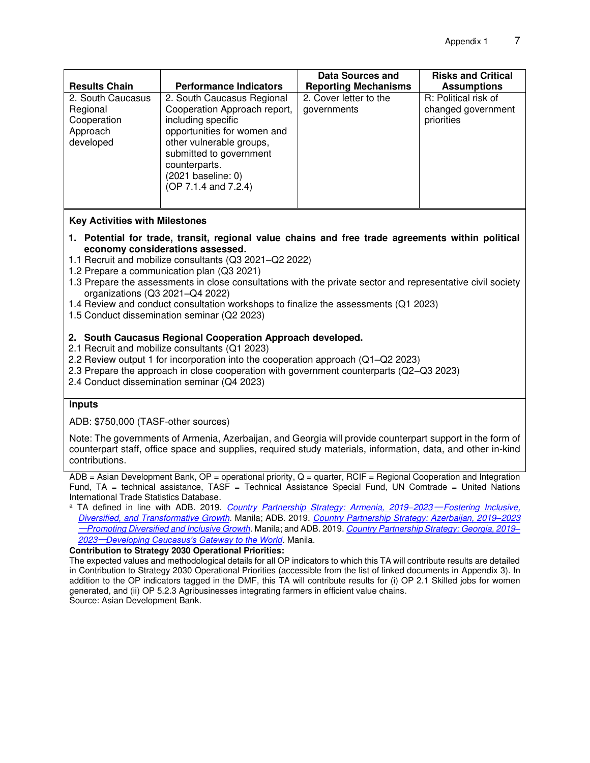| Results Chain | Performance Indicators | Data Sources and Reporting Mechanisms | Risks and Critical Assumptions |
|---|---|---|---|
| 2. South Caucasus Regional Cooperation Approach developed | 2. South Caucasus Regional Cooperation Approach report, including specific opportunities for women and other vulnerable groups, submitted to government counterparts. (2021 baseline: 0) (OP 7.1.4 and 7.2.4) | 2. Cover letter to the governments | R: Political risk of changed government priorities |

**Key Activities with Milestones**

1. **Potential for trade, transit, regional value chains and free trade agreements within political economy considerations assessed.**

1.1 Recruit and mobilize consultants (Q3 2021–Q2 2022)
1.2 Prepare a communication plan (Q3 2021)
1.3 Prepare the assessments in close consultations with the private sector and representative civil society organizations (Q3 2021–Q4 2022)
1.4 Review and conduct consultation workshops to finalize the assessments (Q1 2023)
1.5 Conduct dissemination seminar (Q2 2023)

2. **South Caucasus Regional Cooperation Approach developed.**

2.1 Recruit and mobilize consultants (Q1 2023)
2.2 Review output 1 for incorporation into the cooperation approach (Q1–Q2 2023)
2.3 Prepare the approach in close cooperation with government counterparts (Q2–Q3 2023)
2.4 Conduct dissemination seminar (Q4 2023)

**Inputs**

ADB: $750,000 (TASF-other sources)

Note: The governments of Armenia, Azerbaijan, and Georgia will provide counterpart support in the form of counterpart staff, office space and supplies, required study materials, information, data, and other in-kind contributions.

ADB = Asian Development Bank, OP = operational priority, Q = quarter, RCIF = Regional Cooperation and Integration Fund, TA = technical assistance, TASF = Technical Assistance Special Fund, UN Comtrade = United Nations International Trade Statistics Database.

[a] TA defined in line with ADB. 2019. *Country Partnership Strategy: Armenia, 2019–2023—Fostering Inclusive, Diversified, and Transformative Growth*. Manila; ADB. 2019. *Country Partnership Strategy: Azerbaijan, 2019–2023—Promoting Diversified and Inclusive Growth*. Manila; and ADB. 2019. *Country Partnership Strategy: Georgia, 2019–2023—Developing Caucasus's Gateway to the World*. Manila.

**Contribution to Strategy 2030 Operational Priorities:**

The expected values and methodological details for all OP indicators to which this TA will contribute results are detailed in Contribution to Strategy 2030 Operational Priorities (accessible from the list of linked documents in Appendix 3). In addition to the OP indicators tagged in the DMF, this TA will contribute results for (i) OP 2.1 Skilled jobs for women generated, and (ii) OP 5.2.3 Agribusinesses integrating farmers in efficient value chains.

Source: Asian Development Bank.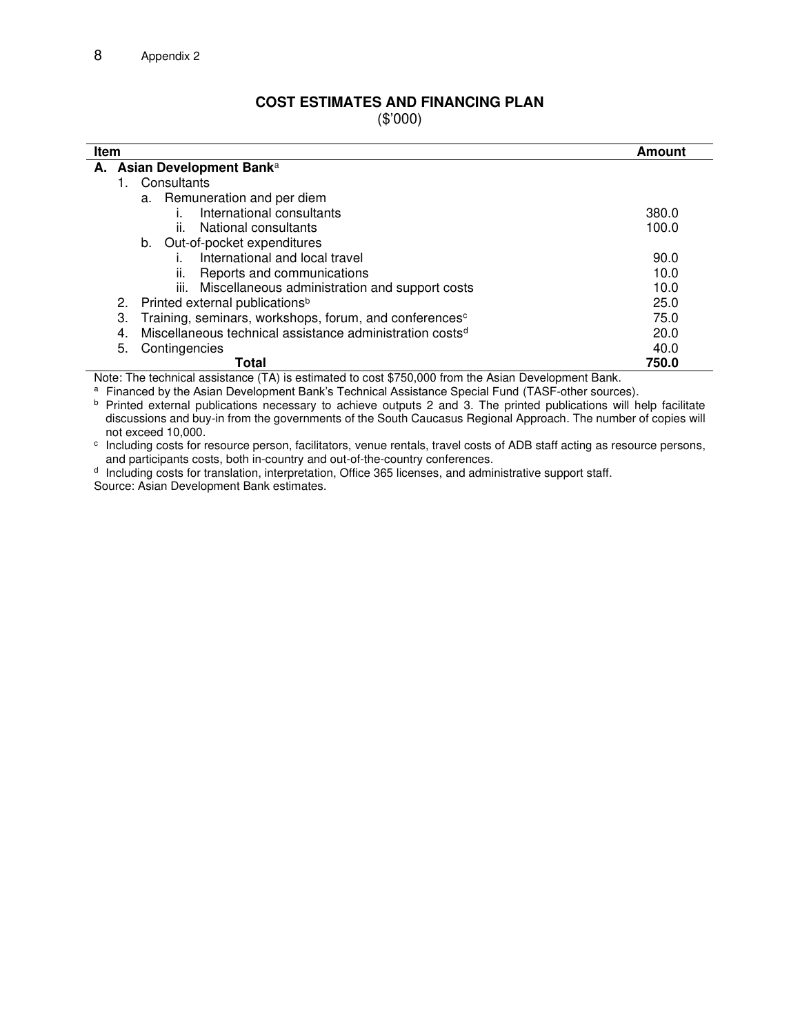Appendix 2

## COST ESTIMATES AND FINANCING PLAN

($'000)

| Item | Amount |
| --- | --- |
| **A. Asian Development Bank**[a] | |
| 1. Consultants | |
| a. Remuneration and per diem | |
| i. International consultants | 380.0 |
| ii. National consultants | 100.0 |
| b. Out-of-pocket expenditures | |
| i. International and local travel | 90.0 |
| ii. Reports and communications | 10.0 |
| iii. Miscellaneous administration and support costs | 10.0 |
| 2. Printed external publications[b] | 25.0 |
| 3. Training, seminars, workshops, forum, and conferences[c] | 75.0 |
| 4. Miscellaneous technical assistance administration costs[d] | 20.0 |
| 5. Contingencies | 40.0 |
| **Total** | **750.0** |

Note: The technical assistance (TA) is estimated to cost $750,000 from the Asian Development Bank.

[a] Financed by the Asian Development Bank's Technical Assistance Special Fund (TASF-other sources).

[b] Printed external publications necessary to achieve outputs 2 and 3. The printed publications will help facilitate discussions and buy-in from the governments of the South Caucasus Regional Approach. The number of copies will not exceed 10,000.

[c] Including costs for resource person, facilitators, venue rentals, travel costs of ADB staff acting as resource persons, and participants costs, both in-country and out-of-the-country conferences.

[d] Including costs for translation, interpretation, Office 365 licenses, and administrative support staff.

Source: Asian Development Bank estimates.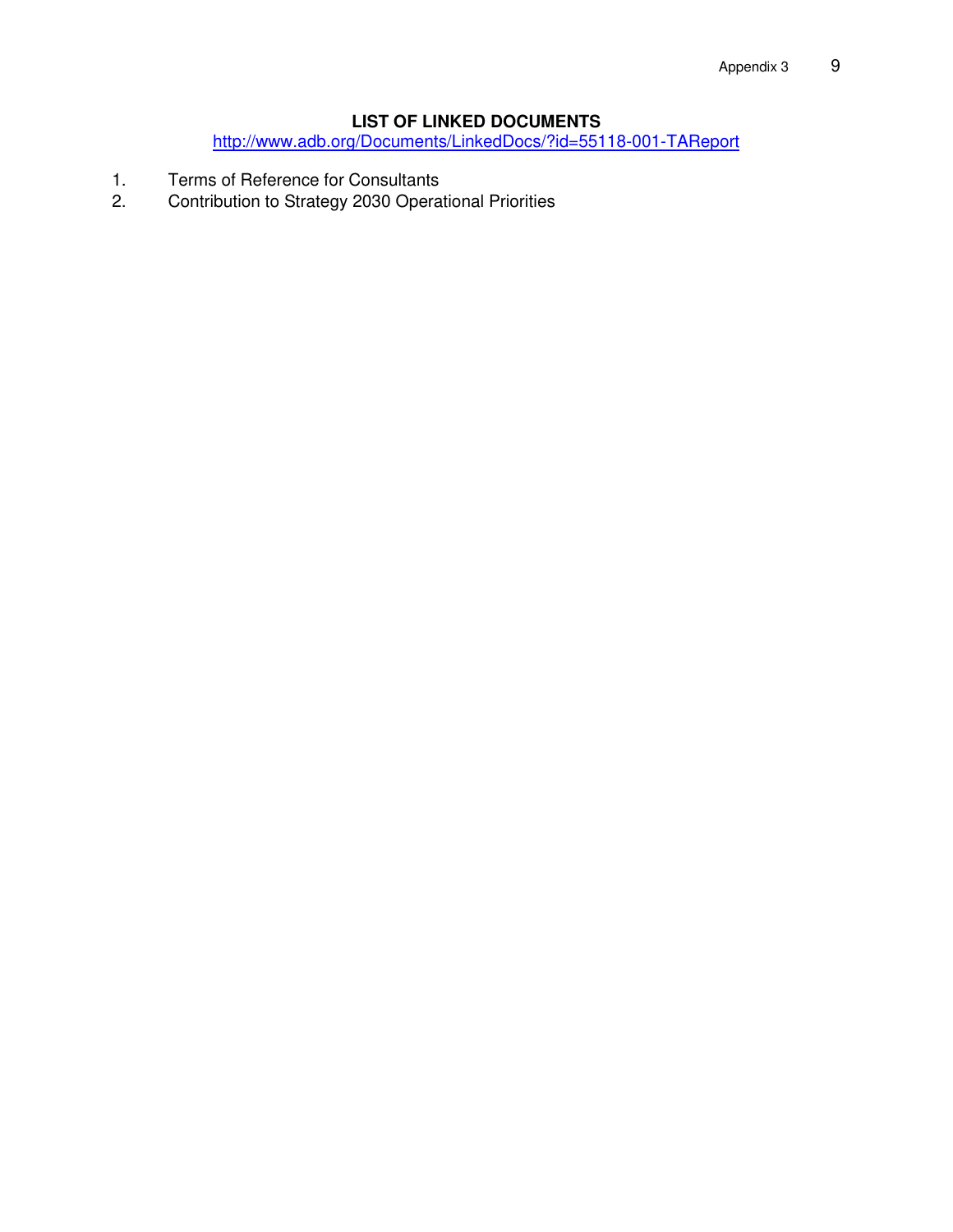## LIST OF LINKED DOCUMENTS

http://www.adb.org/Documents/LinkedDocs/?id=55118-001-TAReport

1. Terms of Reference for Consultants
2. Contribution to Strategy 2030 Operational Priorities